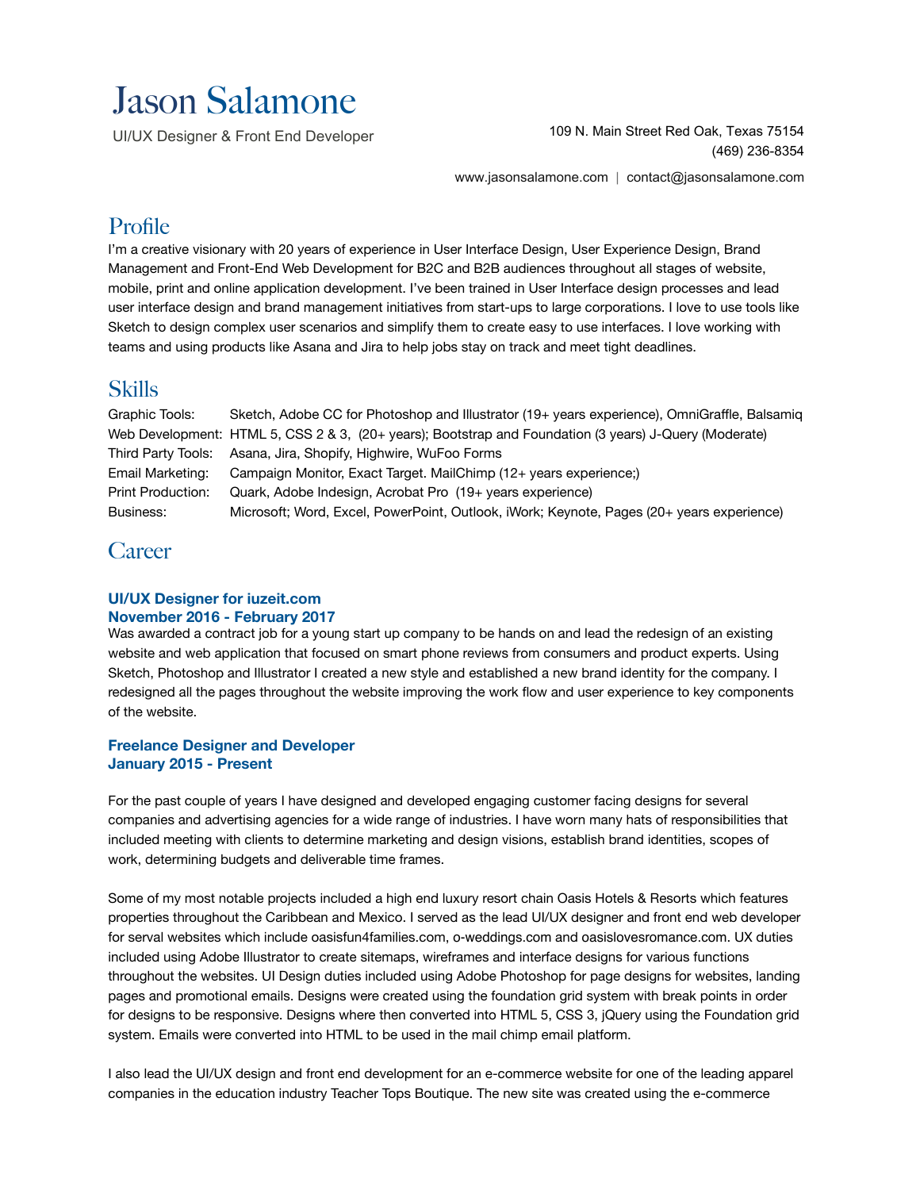# Jason Salamone

UI/UX Designer & Front End Developer

109 N. Main Street Red Oak, Texas 75154
(469) 236-8354

www.jasonsalamone.com | contact@jasonsalamone.com

## Profile

I'm a creative visionary with 20 years of experience in User Interface Design, User Experience Design, Brand Management and Front-End Web Development for B2C and B2B audiences throughout all stages of website, mobile, print and online application development. I've been trained in User Interface design processes and lead user interface design and brand management initiatives from start-ups to large corporations. I love to use tools like Sketch to design complex user scenarios and simplify them to create easy to use interfaces. I love working with teams and using products like Asana and Jira to help jobs stay on track and meet tight deadlines.

## Skills

| | |
|---|---|
| Graphic Tools: | Sketch, Adobe CC for Photoshop and Illustrator (19+ years experience), OmniGraffle, Balsamiq |
| Web Development: | HTML 5, CSS 2 & 3, (20+ years); Bootstrap and Foundation (3 years) J-Query (Moderate) |
| Third Party Tools: | Asana, Jira, Shopify, Highwire, WuFoo Forms |
| Email Marketing: | Campaign Monitor, Exact Target. MailChimp (12+ years experience;) |
| Print Production: | Quark, Adobe Indesign, Acrobat Pro (19+ years experience) |
| Business: | Microsoft; Word, Excel, PowerPoint, Outlook, iWork; Keynote, Pages (20+ years experience) |

## Career

### UI/UX Designer for iuzeit.com
### November 2016 - February 2017

Was awarded a contract job for a young start up company to be hands on and lead the redesign of an existing website and web application that focused on smart phone reviews from consumers and product experts. Using Sketch, Photoshop and Illustrator I created a new style and established a new brand identity for the company. I redesigned all the pages throughout the website improving the work flow and user experience to key components of the website.

### Freelance Designer and Developer
### January 2015 - Present

For the past couple of years I have designed and developed engaging customer facing designs for several companies and advertising agencies for a wide range of industries. I have worn many hats of responsibilities that included meeting with clients to determine marketing and design visions, establish brand identities, scopes of work, determining budgets and deliverable time frames.

Some of my most notable projects included a high end luxury resort chain Oasis Hotels & Resorts which features properties throughout the Caribbean and Mexico. I served as the lead UI/UX designer and front end web developer for serval websites which include oasisfun4families.com, o-weddings.com and oasislovesromance.com. UX duties included using Adobe Illustrator to create sitemaps, wireframes and interface designs for various functions throughout the websites. UI Design duties included using Adobe Photoshop for page designs for websites, landing pages and promotional emails. Designs were created using the foundation grid system with break points in order for designs to be responsive. Designs where then converted into HTML 5, CSS 3, jQuery using the Foundation grid system. Emails were converted into HTML to be used in the mail chimp email platform.

I also lead the UI/UX design and front end development for an e-commerce website for one of the leading apparel companies in the education industry Teacher Tops Boutique. The new site was created using the e-commerce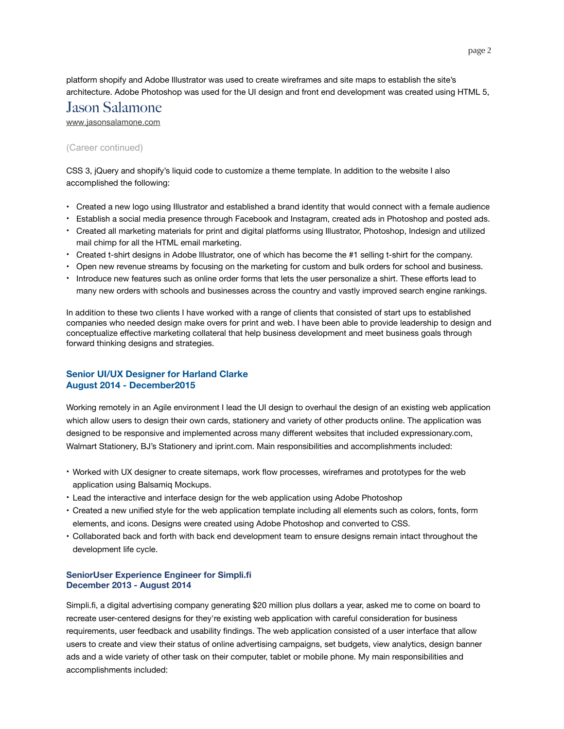platform shopify and Adobe Illustrator was used to create wireframes and site maps to establish the site's architecture. Adobe Photoshop was used for the UI design and front end development was created using HTML 5,

# Jason Salamone

www.jasonsalamone.com

(Career continued)

CSS 3, jQuery and shopify's liquid code to customize a theme template. In addition to the website I also accomplished the following:

- Created a new logo using Illustrator and established a brand identity that would connect with a female audience
- Establish a social media presence through Facebook and Instagram, created ads in Photoshop and posted ads.
- Created all marketing materials for print and digital platforms using Illustrator, Photoshop, Indesign and utilized mail chimp for all the HTML email marketing.
- Created t-shirt designs in Adobe Illustrator, one of which has become the #1 selling t-shirt for the company.
- Open new revenue streams by focusing on the marketing for custom and bulk orders for school and business.
- Introduce new features such as online order forms that lets the user personalize a shirt. These efforts lead to many new orders with schools and businesses across the country and vastly improved search engine rankings.

In addition to these two clients I have worked with a range of clients that consisted of start ups to established companies who needed design make overs for print and web. I have been able to provide leadership to design and conceptualize effective marketing collateral that help business development and meet business goals through forward thinking designs and strategies.

### Senior UI/UX Designer for Harland Clarke
### August 2014 - December2015

Working remotely in an Agile environment I lead the UI design to overhaul the design of an existing web application which allow users to design their own cards, stationery and variety of other products online. The application was designed to be responsive and implemented across many different websites that included expressionary.com, Walmart Stationery, BJ's Stationery and iprint.com. Main responsibilities and accomplishments included:

- Worked with UX designer to create sitemaps, work flow processes, wireframes and prototypes for the web application using Balsamiq Mockups.
- Lead the interactive and interface design for the web application using Adobe Photoshop
- Created a new unified style for the web application template including all elements such as colors, fonts, form elements, and icons. Designs were created using Adobe Photoshop and converted to CSS.
- Collaborated back and forth with back end development team to ensure designs remain intact throughout the development life cycle.

### SeniorUser Experience Engineer for Simpli.fi
### December 2013 - August 2014

Simpli.fi, a digital advertising company generating $20 million plus dollars a year, asked me to come on board to recreate user-centered designs for they're existing web application with careful consideration for business requirements, user feedback and usability findings. The web application consisted of a user interface that allow users to create and view their status of online advertising campaigns, set budgets, view analytics, design banner ads and a wide variety of other task on their computer, tablet or mobile phone. My main responsibilities and accomplishments included: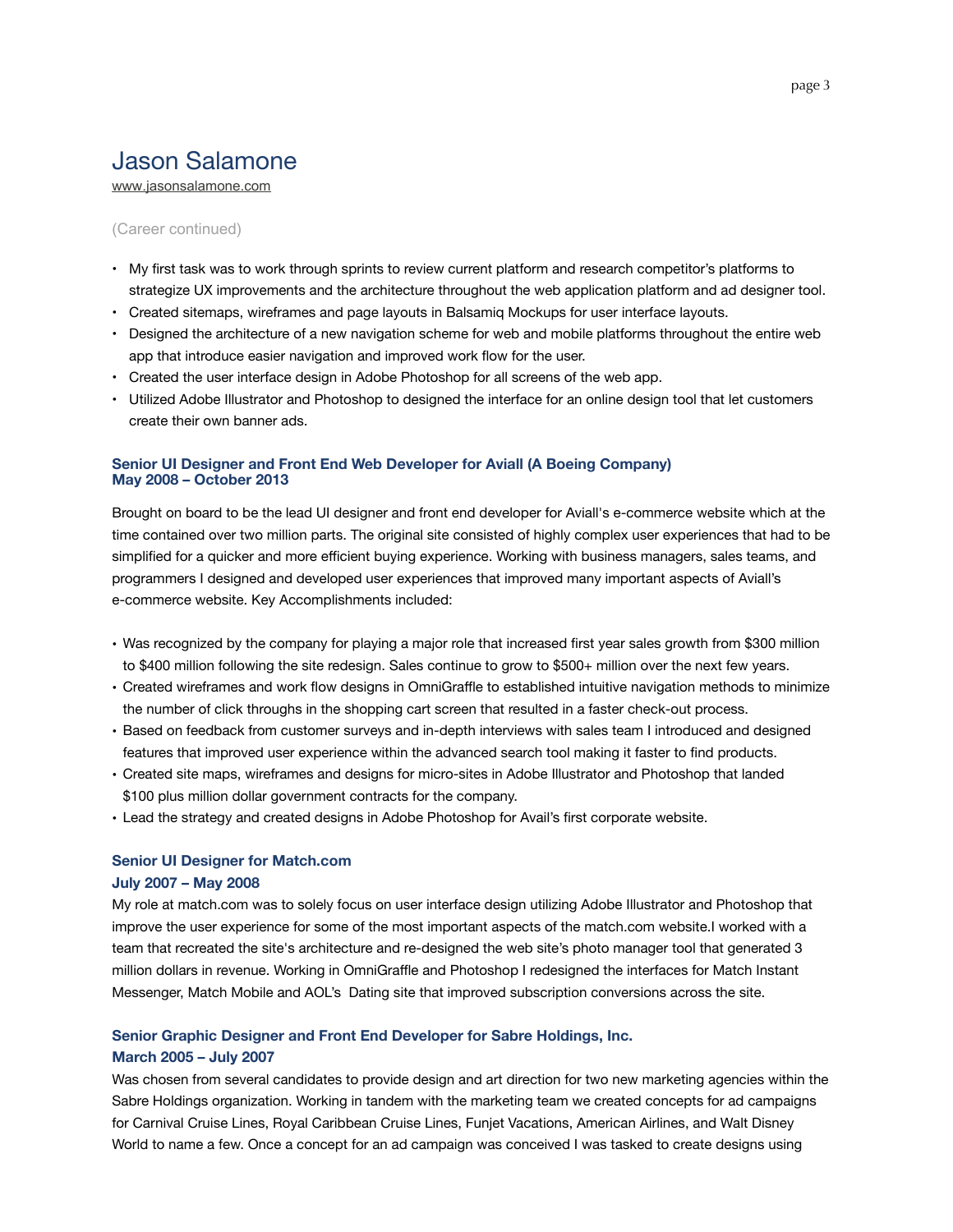# Jason Salamone

www.jasonsalamone.com

(Career continued)

- My first task was to work through sprints to review current platform and research competitor's platforms to strategize UX improvements and the architecture throughout the web application platform and ad designer tool.
- Created sitemaps, wireframes and page layouts in Balsamiq Mockups for user interface layouts.
- Designed the architecture of a new navigation scheme for web and mobile platforms throughout the entire web app that introduce easier navigation and improved work flow for the user.
- Created the user interface design in Adobe Photoshop for all screens of the web app.
- Utilized Adobe Illustrator and Photoshop to designed the interface for an online design tool that let customers create their own banner ads.

### Senior UI Designer and Front End Web Developer for Aviall (A Boeing Company)
### May 2008 – October 2013

Brought on board to be the lead UI designer and front end developer for Aviall's e-commerce website which at the time contained over two million parts. The original site consisted of highly complex user experiences that had to be simplified for a quicker and more efficient buying experience. Working with business managers, sales teams, and programmers I designed and developed user experiences that improved many important aspects of Aviall's e-commerce website. Key Accomplishments included:

- Was recognized by the company for playing a major role that increased first year sales growth from $300 million to $400 million following the site redesign. Sales continue to grow to $500+ million over the next few years.
- Created wireframes and work flow designs in OmniGraffle to established intuitive navigation methods to minimize the number of click throughs in the shopping cart screen that resulted in a faster check-out process.
- Based on feedback from customer surveys and in-depth interviews with sales team I introduced and designed features that improved user experience within the advanced search tool making it faster to find products.
- Created site maps, wireframes and designs for micro-sites in Adobe Illustrator and Photoshop that landed $100 plus million dollar government contracts for the company.
- Lead the strategy and created designs in Adobe Photoshop for Avail's first corporate website.

### Senior UI Designer for Match.com
### July 2007 – May 2008

My role at match.com was to solely focus on user interface design utilizing Adobe Illustrator and Photoshop that improve the user experience for some of the most important aspects of the match.com website.I worked with a team that recreated the site's architecture and re-designed the web site's photo manager tool that generated 3 million dollars in revenue. Working in OmniGraffle and Photoshop I redesigned the interfaces for Match Instant Messenger, Match Mobile and AOL's Dating site that improved subscription conversions across the site.

### Senior Graphic Designer and Front End Developer for Sabre Holdings, Inc.
### March 2005 – July 2007

Was chosen from several candidates to provide design and art direction for two new marketing agencies within the Sabre Holdings organization. Working in tandem with the marketing team we created concepts for ad campaigns for Carnival Cruise Lines, Royal Caribbean Cruise Lines, Funjet Vacations, American Airlines, and Walt Disney World to name a few. Once a concept for an ad campaign was conceived I was tasked to create designs using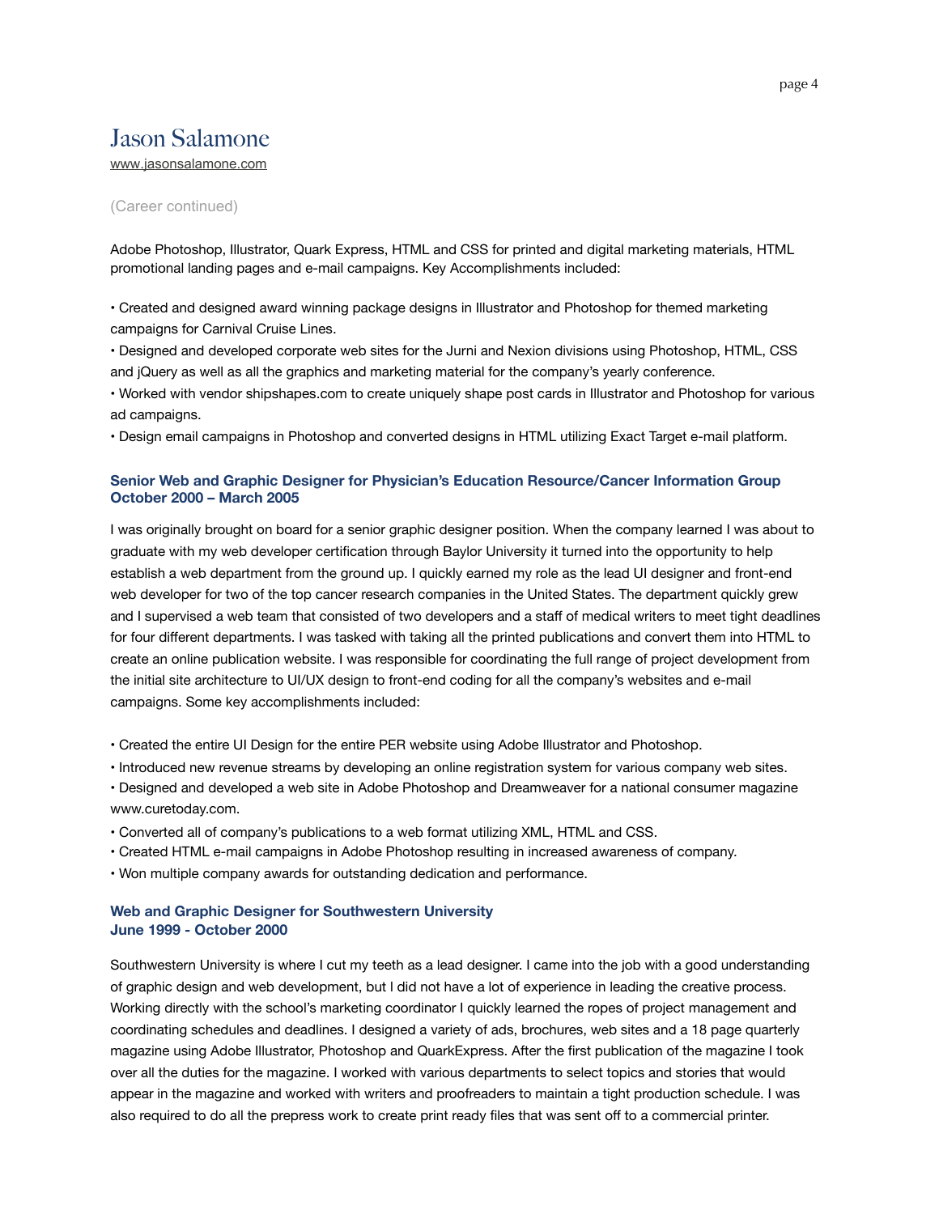# Jason Salamone

www.jasonsalamone.com

(Career continued)

Adobe Photoshop, Illustrator, Quark Express, HTML and CSS for printed and digital marketing materials, HTML promotional landing pages and e-mail campaigns. Key Accomplishments included:

• Created and designed award winning package designs in Illustrator and Photoshop for themed marketing campaigns for Carnival Cruise Lines.
• Designed and developed corporate web sites for the Jurni and Nexion divisions using Photoshop, HTML, CSS and jQuery as well as all the graphics and marketing material for the company's yearly conference.
• Worked with vendor shipshapes.com to create uniquely shape post cards in Illustrator and Photoshop for various ad campaigns.
• Design email campaigns in Photoshop and converted designs in HTML utilizing Exact Target e-mail platform.

### Senior Web and Graphic Designer for Physician's Education Resource/Cancer Information Group
### October 2000 – March 2005

I was originally brought on board for a senior graphic designer position. When the company learned I was about to graduate with my web developer certification through Baylor University it turned into the opportunity to help establish a web department from the ground up. I quickly earned my role as the lead UI designer and front-end web developer for two of the top cancer research companies in the United States. The department quickly grew and I supervised a web team that consisted of two developers and a staff of medical writers to meet tight deadlines for four different departments. I was tasked with taking all the printed publications and convert them into HTML to create an online publication website. I was responsible for coordinating the full range of project development from the initial site architecture to UI/UX design to front-end coding for all the company's websites and e-mail campaigns. Some key accomplishments included:

• Created the entire UI Design for the entire PER website using Adobe Illustrator and Photoshop.
• Introduced new revenue streams by developing an online registration system for various company web sites.
• Designed and developed a web site in Adobe Photoshop and Dreamweaver for a national consumer magazine www.curetoday.com.
• Converted all of company's publications to a web format utilizing XML, HTML and CSS.
• Created HTML e-mail campaigns in Adobe Photoshop resulting in increased awareness of company.
• Won multiple company awards for outstanding dedication and performance.

### Web and Graphic Designer for Southwestern University
### June 1999 - October 2000

Southwestern University is where I cut my teeth as a lead designer. I came into the job with a good understanding of graphic design and web development, but I did not have a lot of experience in leading the creative process. Working directly with the school's marketing coordinator I quickly learned the ropes of project management and coordinating schedules and deadlines. I designed a variety of ads, brochures, web sites and a 18 page quarterly magazine using Adobe Illustrator, Photoshop and QuarkExpress. After the first publication of the magazine I took over all the duties for the magazine. I worked with various departments to select topics and stories that would appear in the magazine and worked with writers and proofreaders to maintain a tight production schedule. I was also required to do all the prepress work to create print ready files that was sent off to a commercial printer.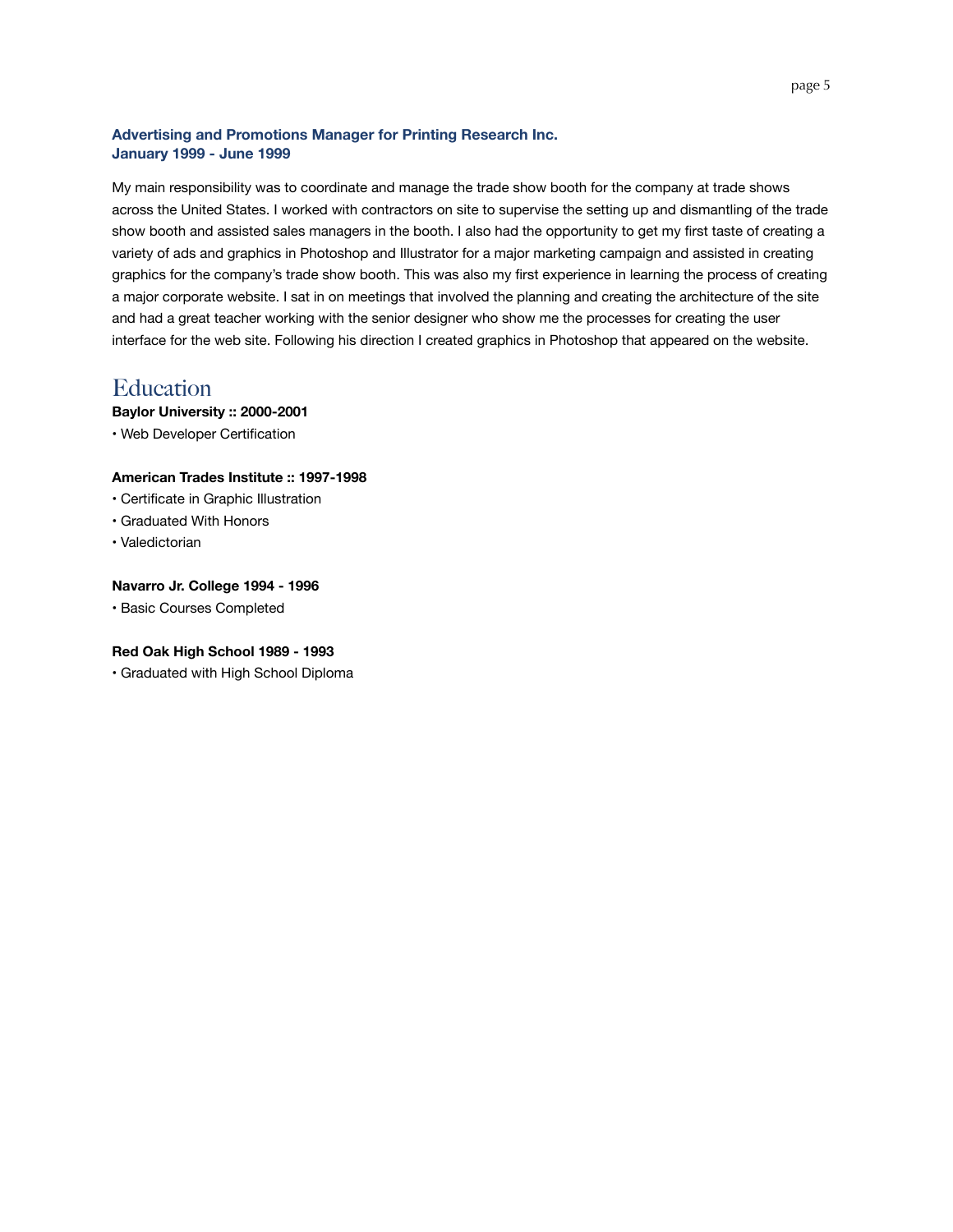### Advertising and Promotions Manager for Printing Research Inc.
### January 1999 - June 1999

My main responsibility was to coordinate and manage the trade show booth for the company at trade shows across the United States. I worked with contractors on site to supervise the setting up and dismantling of the trade show booth and assisted sales managers in the booth. I also had the opportunity to get my first taste of creating a variety of ads and graphics in Photoshop and Illustrator for a major marketing campaign and assisted in creating graphics for the company's trade show booth. This was also my first experience in learning the process of creating a major corporate website. I sat in on meetings that involved the planning and creating the architecture of the site and had a great teacher working with the senior designer who show me the processes for creating the user interface for the web site. Following his direction I created graphics in Photoshop that appeared on the website.

## Education

**Baylor University :: 2000-2001**

• Web Developer Certification

**American Trades Institute :: 1997-1998**

• Certificate in Graphic Illustration

• Graduated With Honors

• Valedictorian

**Navarro Jr. College 1994 - 1996**

• Basic Courses Completed

**Red Oak High School 1989 - 1993**

• Graduated with High School Diploma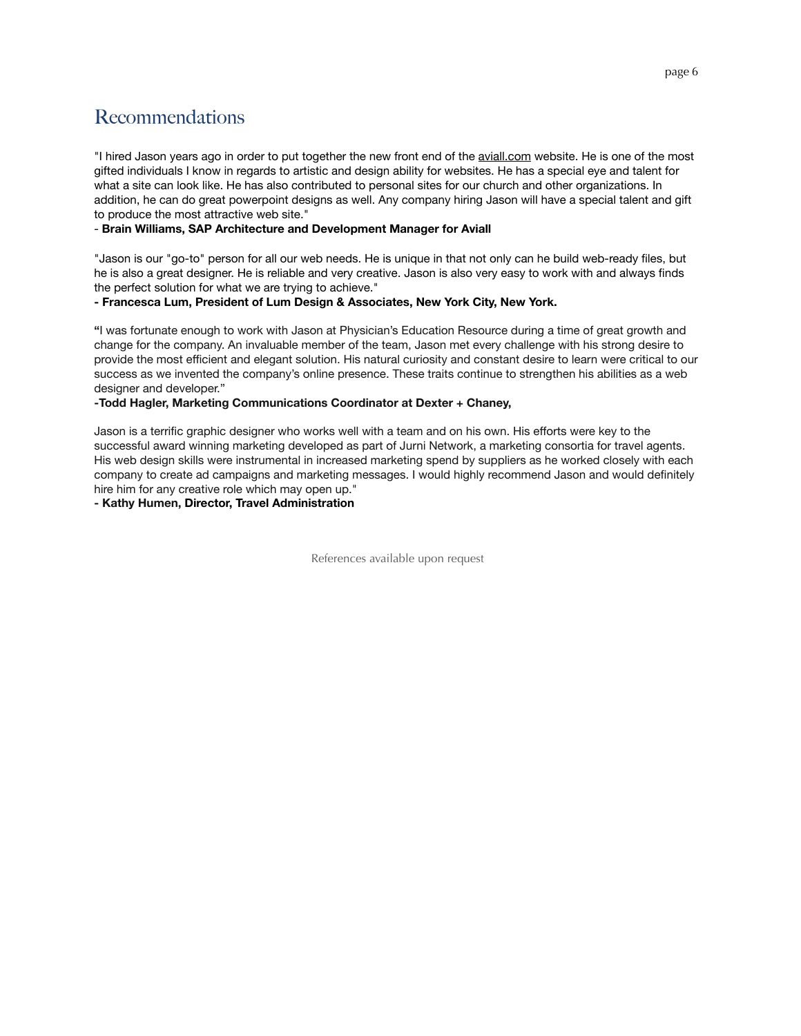# Recommendations

"I hired Jason years ago in order to put together the new front end of the aviall.com website. He is one of the most gifted individuals I know in regards to artistic and design ability for websites. He has a special eye and talent for what a site can look like. He has also contributed to personal sites for our church and other organizations. In addition, he can do great powerpoint designs as well. Any company hiring Jason will have a special talent and gift to produce the most attractive web site."
- **Brain Williams, SAP Architecture and Development Manager for Aviall**

"Jason is our "go-to" person for all our web needs. He is unique in that not only can he build web-ready files, but he is also a great designer. He is reliable and very creative. Jason is also very easy to work with and always finds the perfect solution for what we are trying to achieve."
**- Francesca Lum, President of Lum Design & Associates, New York City, New York.**

**"**I was fortunate enough to work with Jason at Physician's Education Resource during a time of great growth and change for the company. An invaluable member of the team, Jason met every challenge with his strong desire to provide the most efficient and elegant solution. His natural curiosity and constant desire to learn were critical to our success as we invented the company's online presence. These traits continue to strengthen his abilities as a web designer and developer."
**-Todd Hagler, Marketing Communications Coordinator at Dexter + Chaney,**

Jason is a terrific graphic designer who works well with a team and on his own. His efforts were key to the successful award winning marketing developed as part of Jurni Network, a marketing consortia for travel agents. His web design skills were instrumental in increased marketing spend by suppliers as he worked closely with each company to create ad campaigns and marketing messages. I would highly recommend Jason and would definitely hire him for any creative role which may open up."
**- Kathy Humen, Director, Travel Administration**

References available upon request